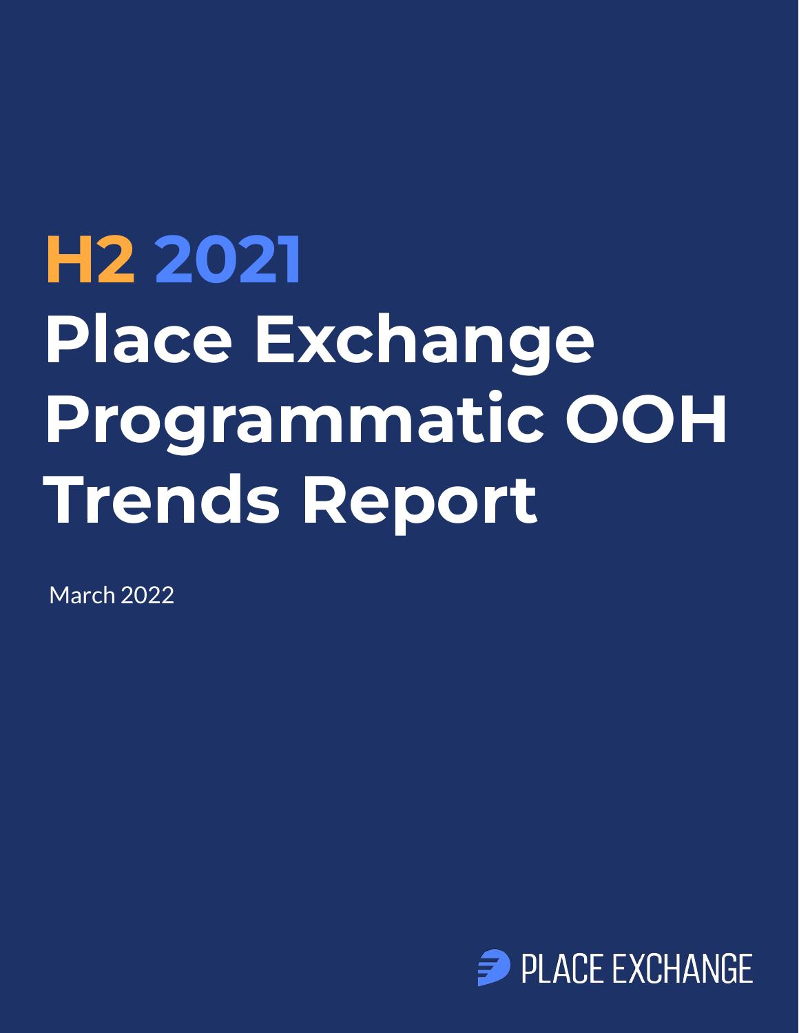# H2 2021 Place Exchange Programmatic OOH Trends Report

March 2022

PLACE EXCHANGE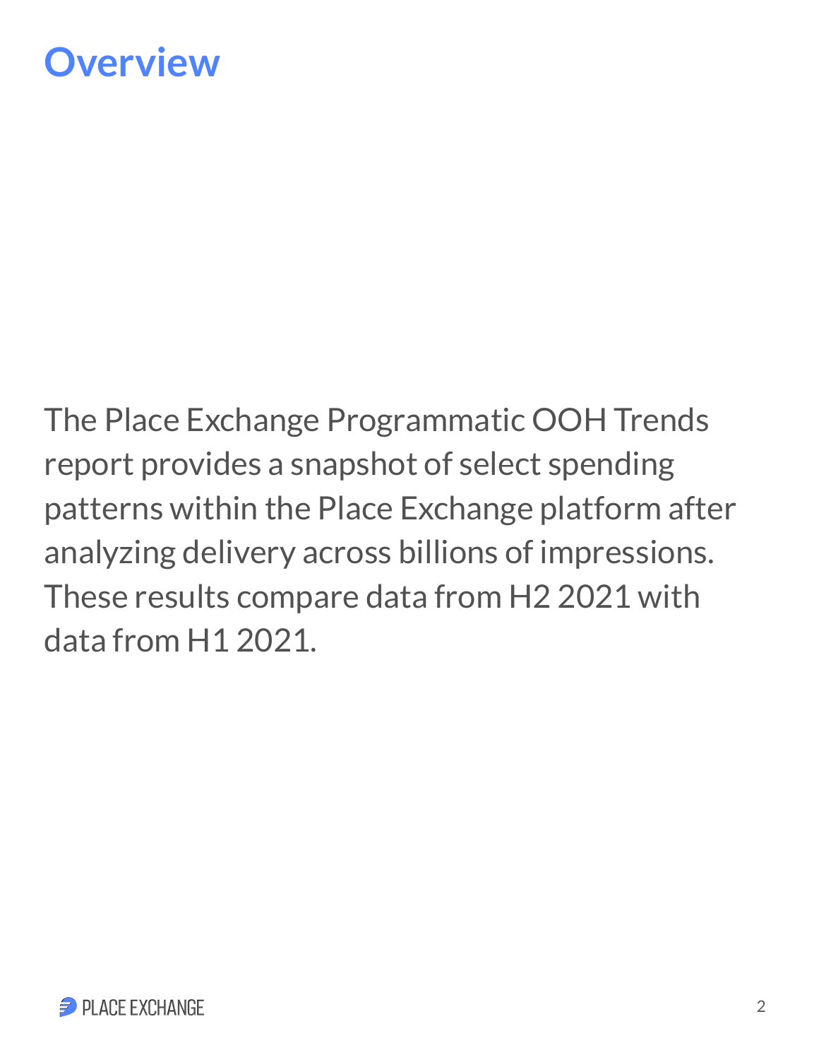# Overview

The Place Exchange Programmatic OOH Trends report provides a snapshot of select spending patterns within the Place Exchange platform after analyzing delivery across billions of impressions. These results compare data from H2 2021 with data from H1 2021.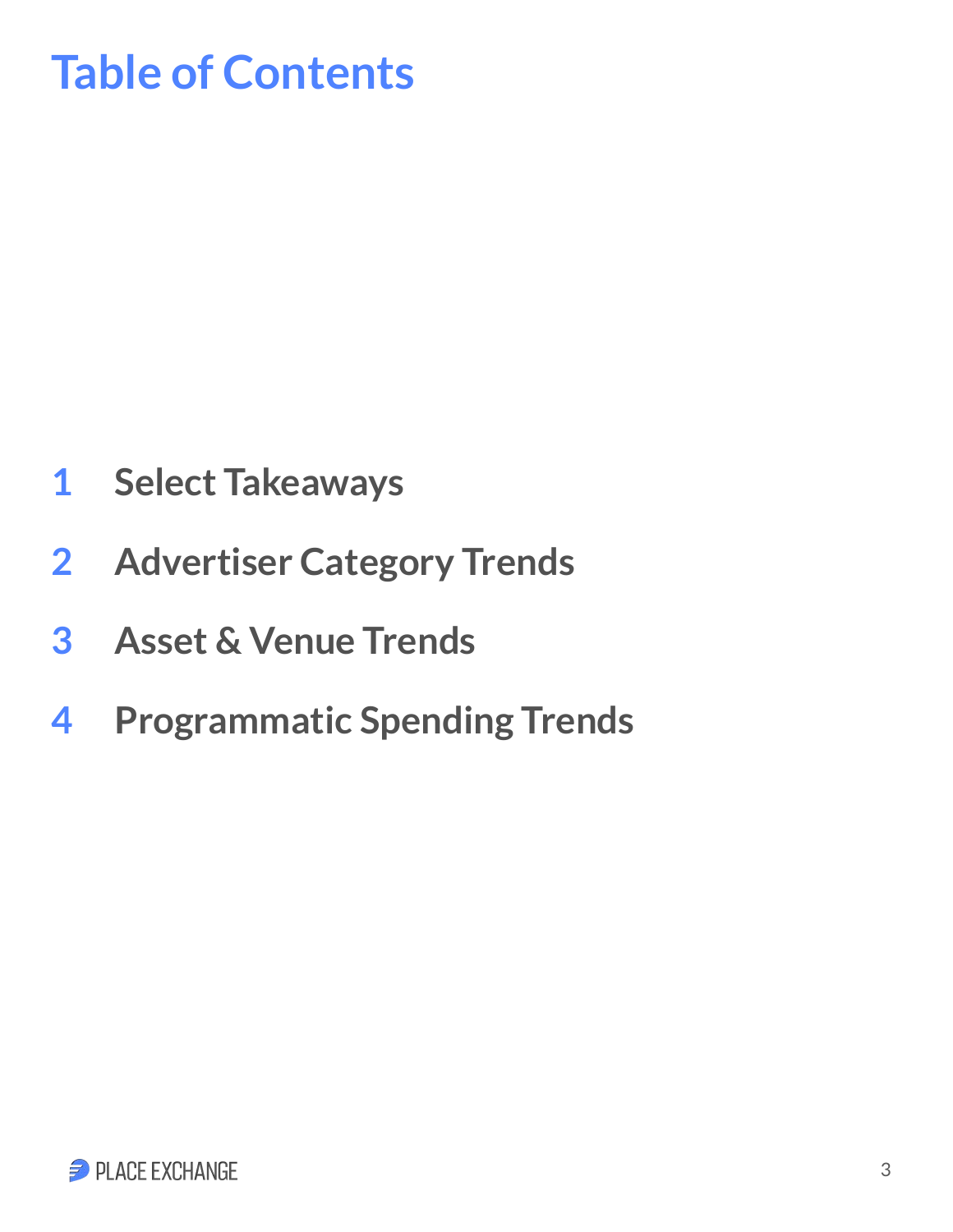# Table of Contents

1. Select Takeaways
2. Advertiser Category Trends
3. Asset & Venue Trends
4. Programmatic Spending Trends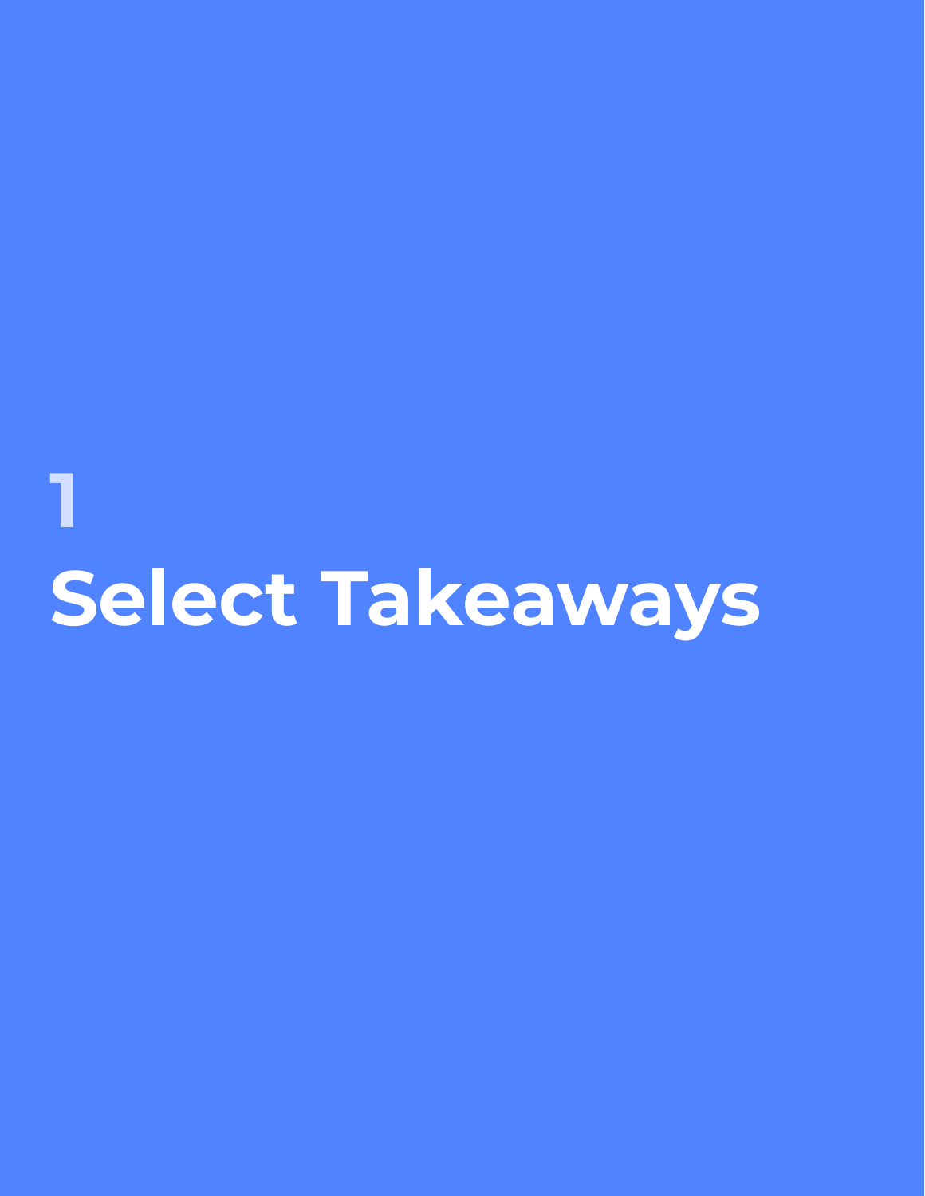# 1
# Select Takeaways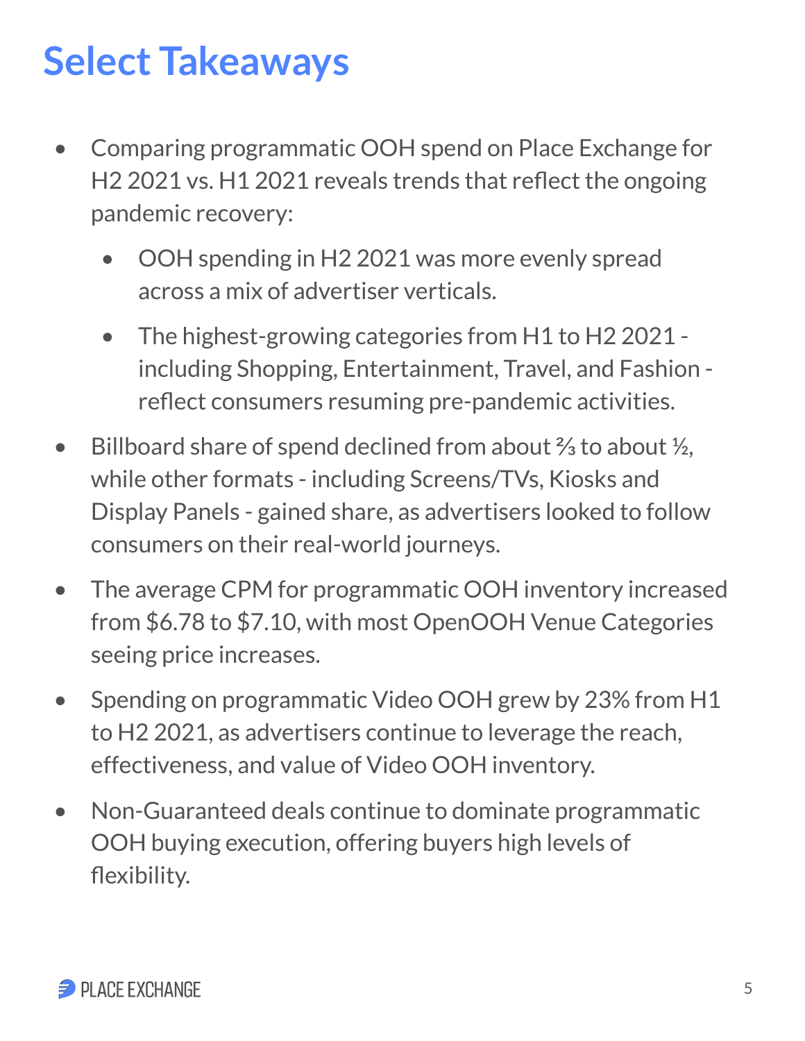# Select Takeaways

- Comparing programmatic OOH spend on Place Exchange for H2 2021 vs. H1 2021 reveals trends that reflect the ongoing pandemic recovery:
    - OOH spending in H2 2021 was more evenly spread across a mix of advertiser verticals.
    - The highest-growing categories from H1 to H2 2021 - including Shopping, Entertainment, Travel, and Fashion - reflect consumers resuming pre-pandemic activities.
- Billboard share of spend declined from about ⅔ to about ½, while other formats - including Screens/TVs, Kiosks and Display Panels - gained share, as advertisers looked to follow consumers on their real-world journeys.
- The average CPM for programmatic OOH inventory increased from $6.78 to $7.10, with most OpenOOH Venue Categories seeing price increases.
- Spending on programmatic Video OOH grew by 23% from H1 to H2 2021, as advertisers continue to leverage the reach, effectiveness, and value of Video OOH inventory.
- Non-Guaranteed deals continue to dominate programmatic OOH buying execution, offering buyers high levels of flexibility.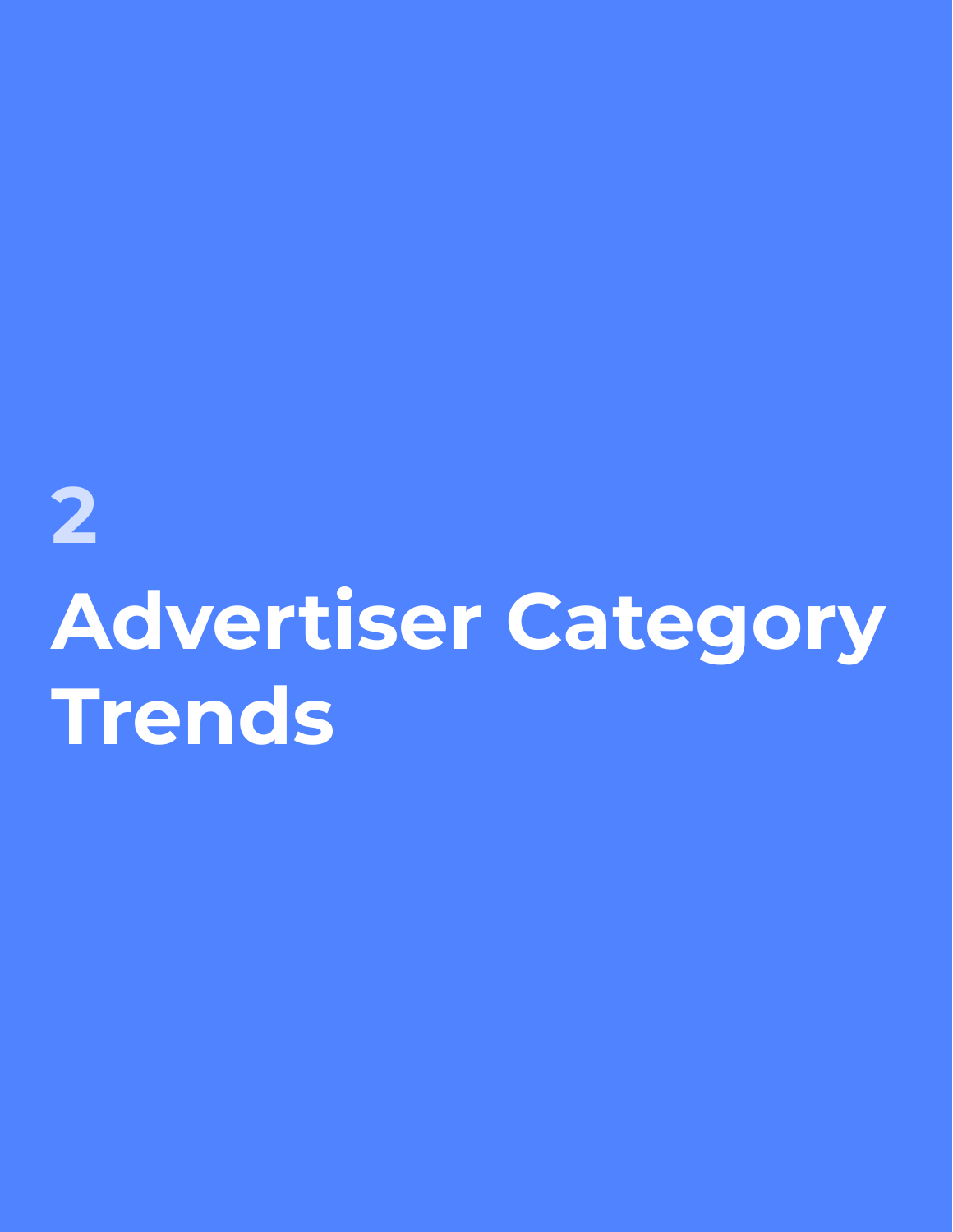# 2

# Advertiser Category Trends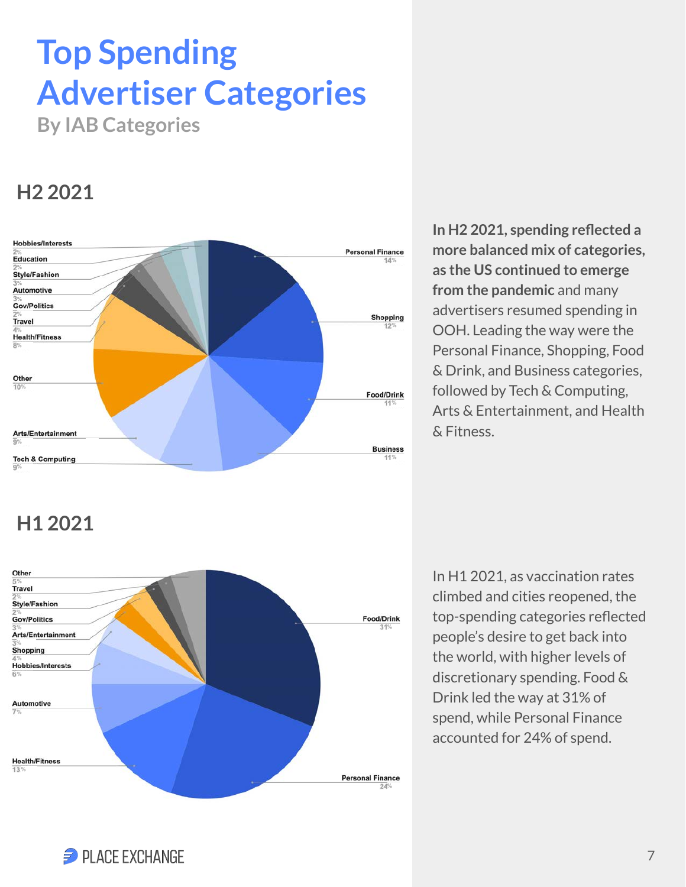# Top Spending Advertiser Categories

## By IAB Categories

### H2 2021

| Category | Share |
|---|---|
| Personal Finance | 14% |
| Shopping | 12% |
| Food/Drink | 11% |
| Business | 11% |
| Tech & Computing | 9% |
| Arts/Entertainment | 9% |
| Other | 10% |
| Health/Fitness | 8% |
| Travel | 4% |
| Gov/Politics | 2% |
| Automotive | 3% |
| Style/Fashion | 3% |
| Education | 2% |
| Hobbies/Interests | 2% |

**In H2 2021, spending reflected a more balanced mix of categories, as the US continued to emerge from the pandemic** and many advertisers resumed spending in OOH. Leading the way were the Personal Finance, Shopping, Food & Drink, and Business categories, followed by Tech & Computing, Arts & Entertainment, and Health & Fitness.

### H1 2021

| Category | Share |
|---|---|
| Food/Drink | 31% |
| Personal Finance | 24% |
| Health/Fitness | 13% |
| Automotive | 7% |
| Hobbies/Interests | 6% |
| Shopping | 4% |
| Arts/Entertainment | 3% |
| Gov/Politics | 3% |
| Style/Fashion | 2% |
| Travel | 2% |
| Other | 5% |

In H1 2021, as vaccination rates climbed and cities reopened, the top-spending categories reflected people's desire to get back into the world, with higher levels of discretionary spending. Food & Drink led the way at 31% of spend, while Personal Finance accounted for 24% of spend.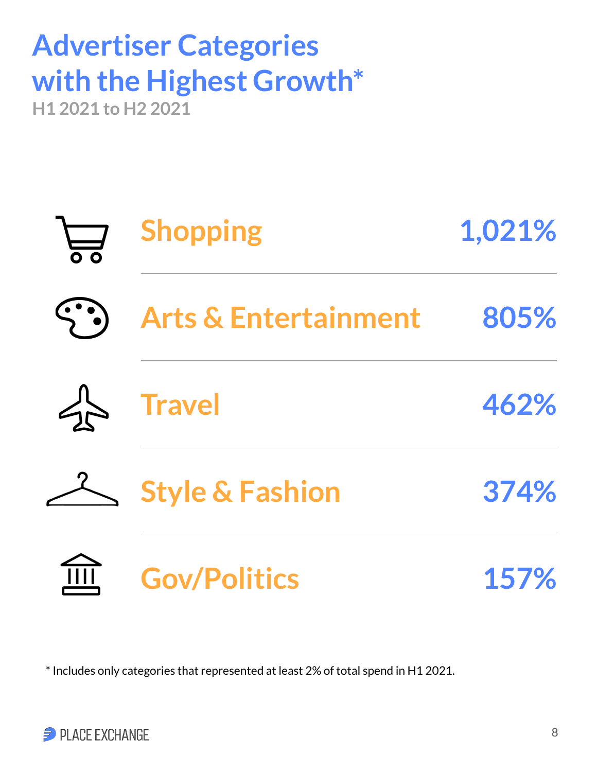# Advertiser Categories with the Highest Growth*

**H1 2021 to H2 2021**

| Category | Growth |
|---|---|
| Shopping | 1,021% |
| Arts & Entertainment | 805% |
| Travel | 462% |
| Style & Fashion | 374% |
| Gov/Politics | 157% |

* Includes only categories that represented at least 2% of total spend in H1 2021.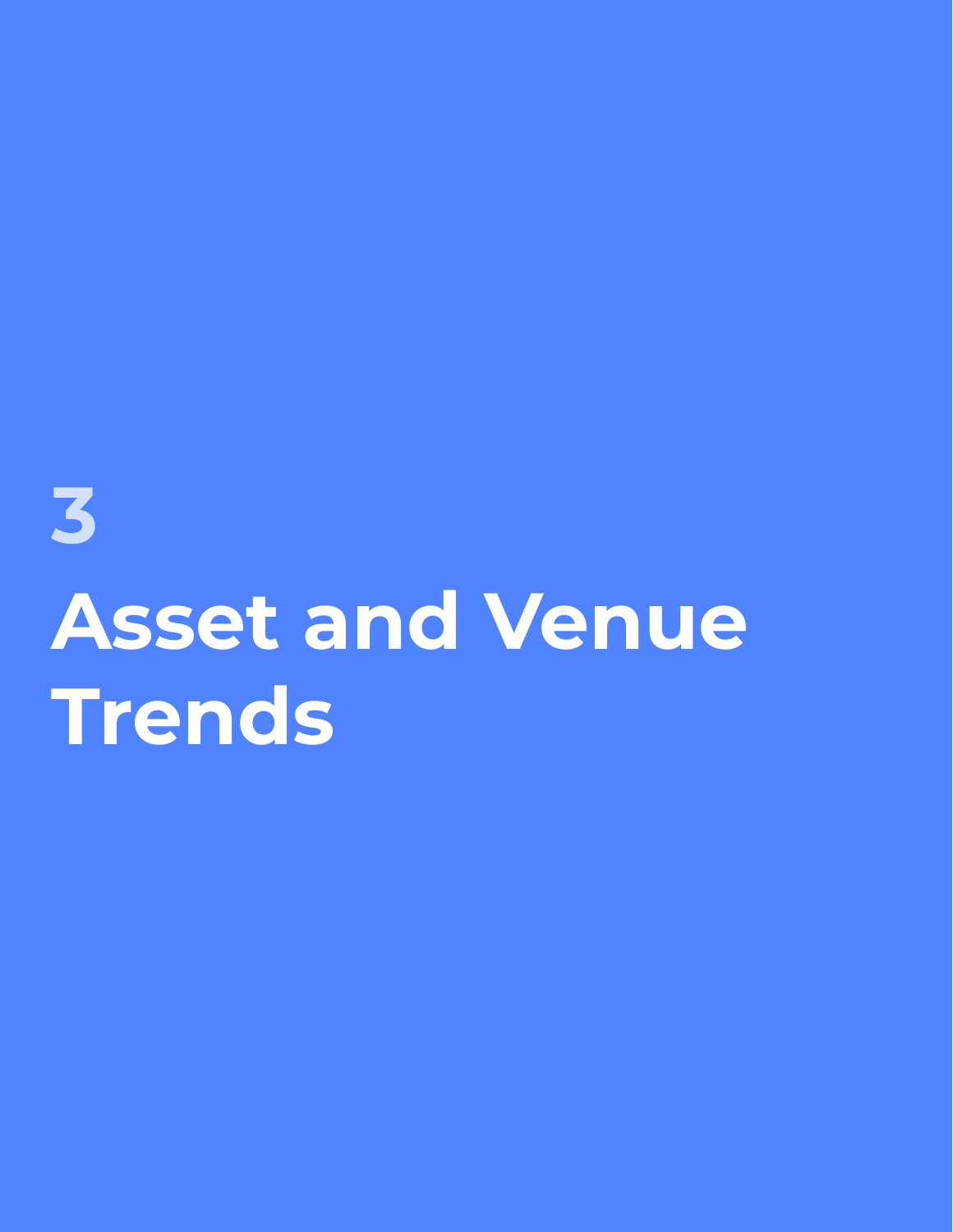# 3

# Asset and Venue Trends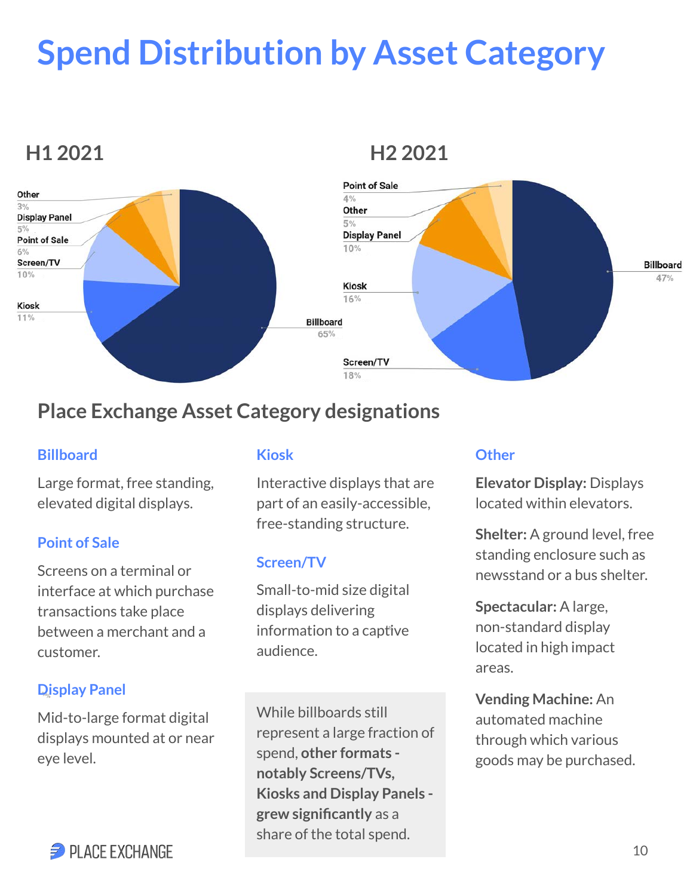# Spend Distribution by Asset Category

### H1 2021

| Category | Share |
|---|---|
| Billboard | 65% |
| Kiosk | 11% |
| Screen/TV | 10% |
| Point of Sale | 6% |
| Display Panel | 5% |
| Other | 3% |

### H2 2021

| Category | Share |
|---|---|
| Billboard | 47% |
| Screen/TV | 18% |
| Kiosk | 16% |
| Display Panel | 10% |
| Other | 5% |
| Point of Sale | 4% |

## Place Exchange Asset Category designations

### Billboard

Large format, free standing, elevated digital displays.

### Point of Sale

Screens on a terminal or interface at which purchase transactions take place between a merchant and a customer.

### Display Panel

Mid-to-large format digital displays mounted at or near eye level.

### Kiosk

Interactive displays that are part of an easily-accessible, free-standing structure.

### Screen/TV

Small-to-mid size digital displays delivering information to a captive audience.

While billboards still represent a large fraction of spend, **other formats - notably Screens/TVs, Kiosks and Display Panels - grew significantly** as a share of the total spend.

### Other

**Elevator Display:** Displays located within elevators.

**Shelter:** A ground level, free standing enclosure such as newsstand or a bus shelter.

**Spectacular:** A large, non-standard display located in high impact areas.

**Vending Machine:** An automated machine through which various goods may be purchased.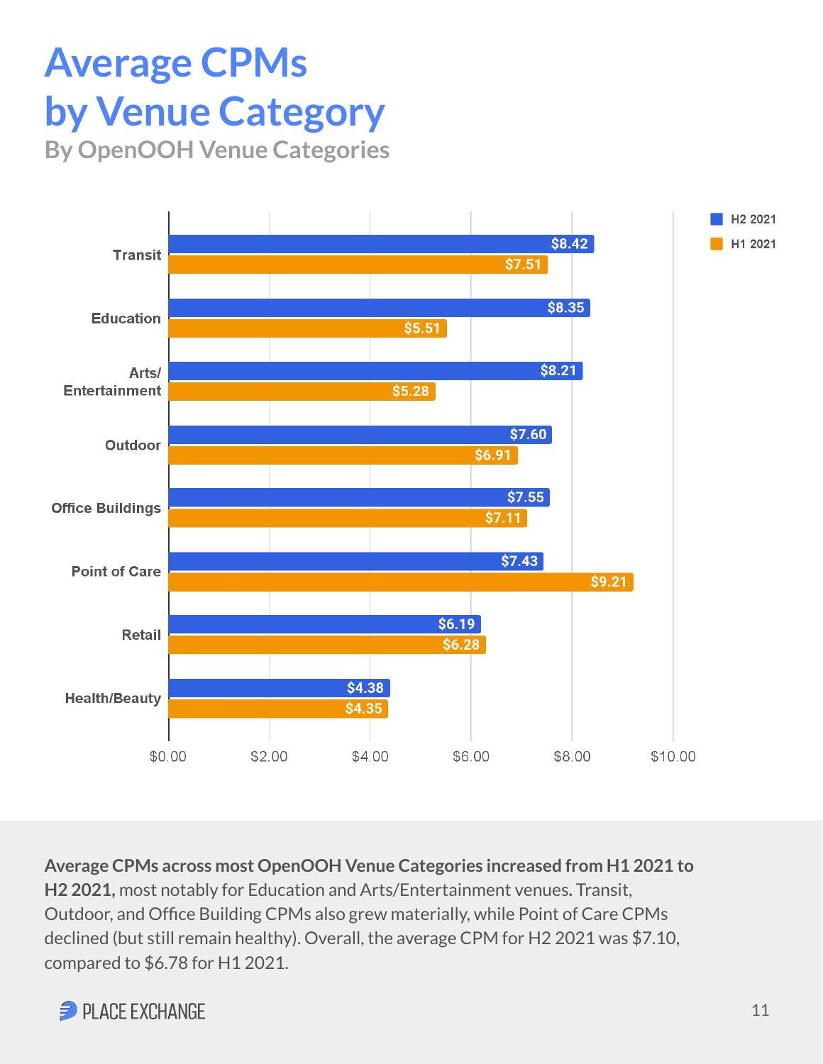# Average CPMs by Venue Category

## By OpenOOH Venue Categories

| Venue Category | H2 2021 | H1 2021 |
|---|---|---|
| Transit | $8.42 | $7.51 |
| Education | $8.35 | $5.51 |
| Arts/ Entertainment | $8.21 | $5.28 |
| Outdoor | $7.60 | $6.91 |
| Office Buildings | $7.55 | $7.11 |
| Point of Care | $7.43 | $9.21 |
| Retail | $6.19 | $6.28 |
| Health/Beauty | $4.38 | $4.35 |

**Average CPMs across most OpenOOH Venue Categories increased from H1 2021 to H2 2021,** most notably for Education and Arts/Entertainment venues. Transit, Outdoor, and Office Building CPMs also grew materially, while Point of Care CPMs declined (but still remain healthy). Overall, the average CPM for H2 2021 was $7.10, compared to $6.78 for H1 2021.

PLACE EXCHANGE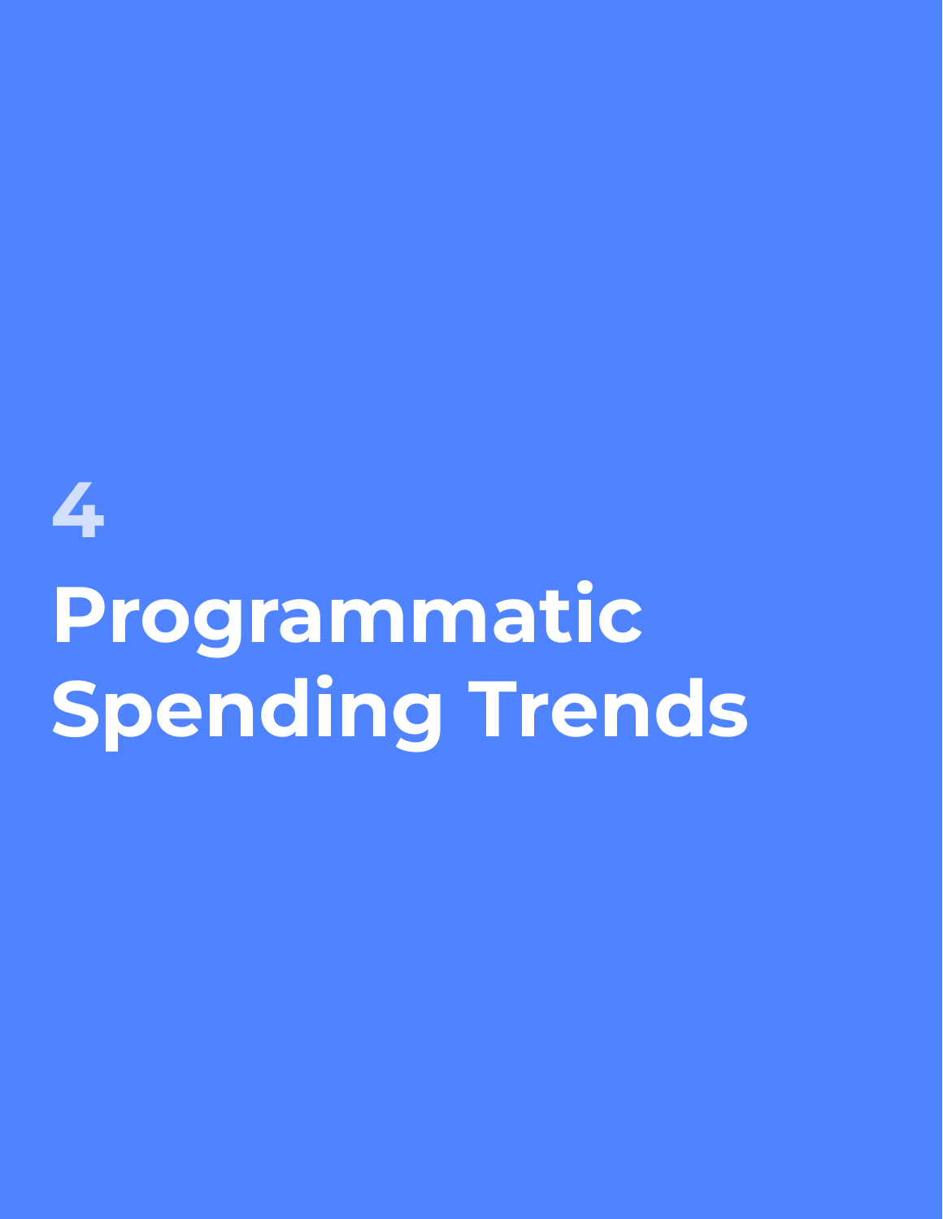4

# Programmatic Spending Trends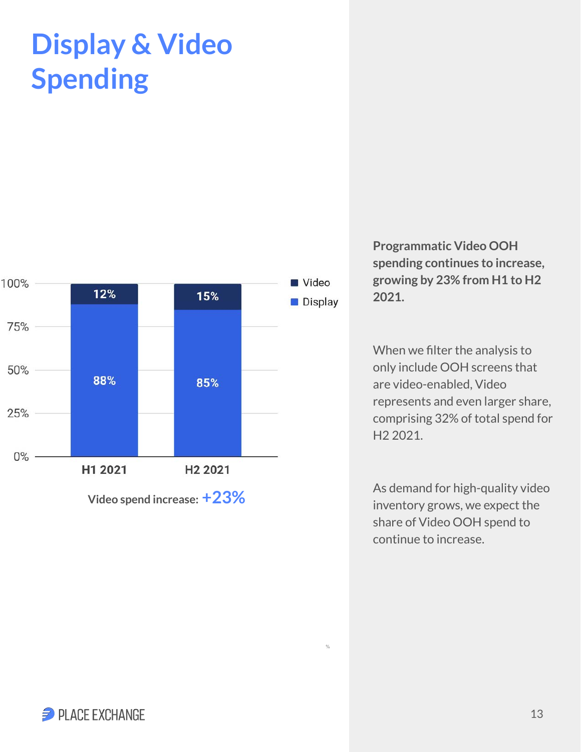# Display & Video Spending

| | H1 2021 | H2 2021 |
|---|---|---|
| Video | 12% | 15% |
| Display | 88% | 85% |

Video spend increase: **+23%**

**Programmatic Video OOH spending continues to increase, growing by 23% from H1 to H2 2021.**

When we filter the analysis to only include OOH screens that are video-enabled, Video represents and even larger share, comprising 32% of total spend for H2 2021.

As demand for high-quality video inventory grows, we expect the share of Video OOH spend to continue to increase.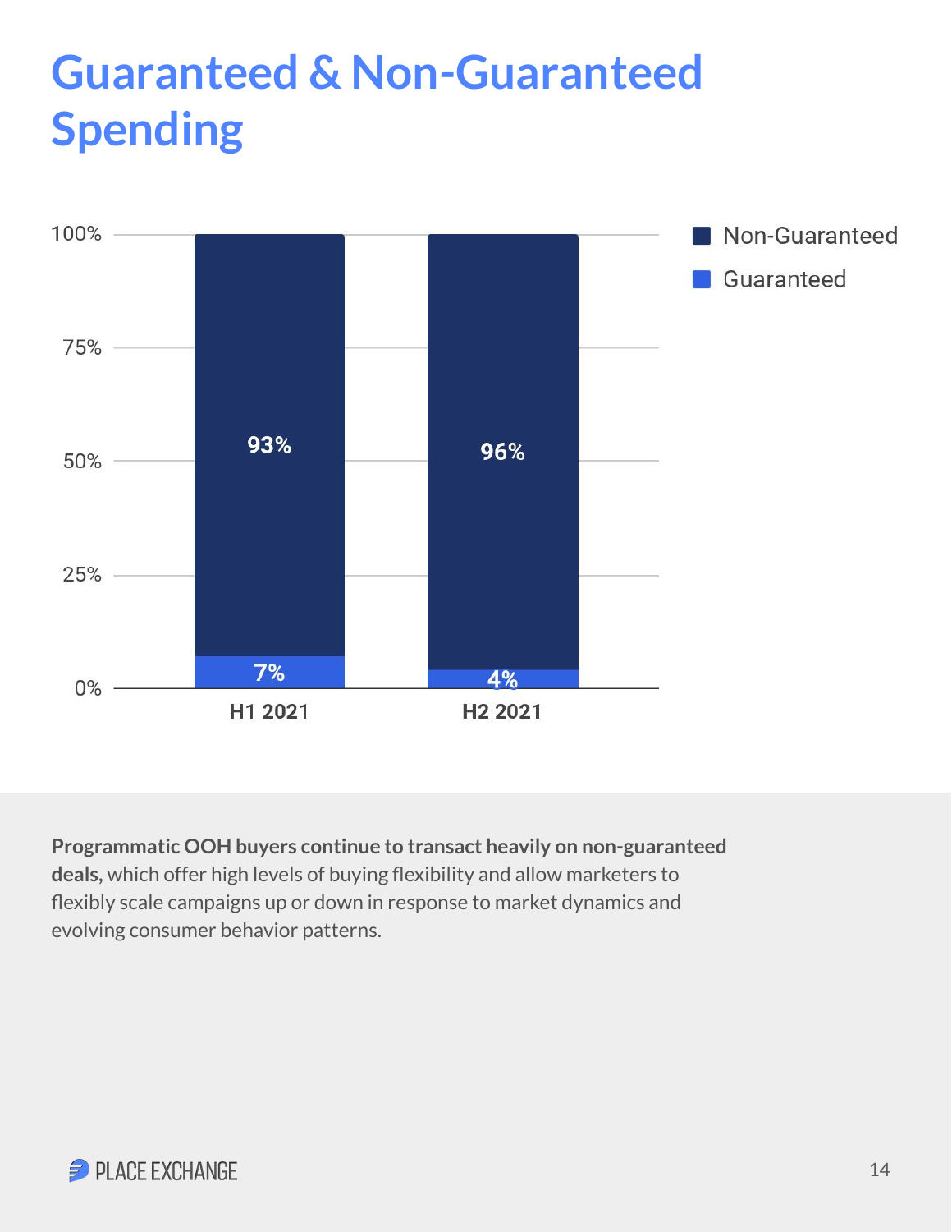# Guaranteed & Non-Guaranteed Spending

| | H1 2021 | H2 2021 |
|---|---|---|
| Non-Guaranteed | 93% | 96% |
| Guaranteed | 7% | 4% |

**Programmatic OOH buyers continue to transact heavily on non-guaranteed deals,** which offer high levels of buying flexibility and allow marketers to flexibly scale campaigns up or down in response to market dynamics and evolving consumer behavior patterns.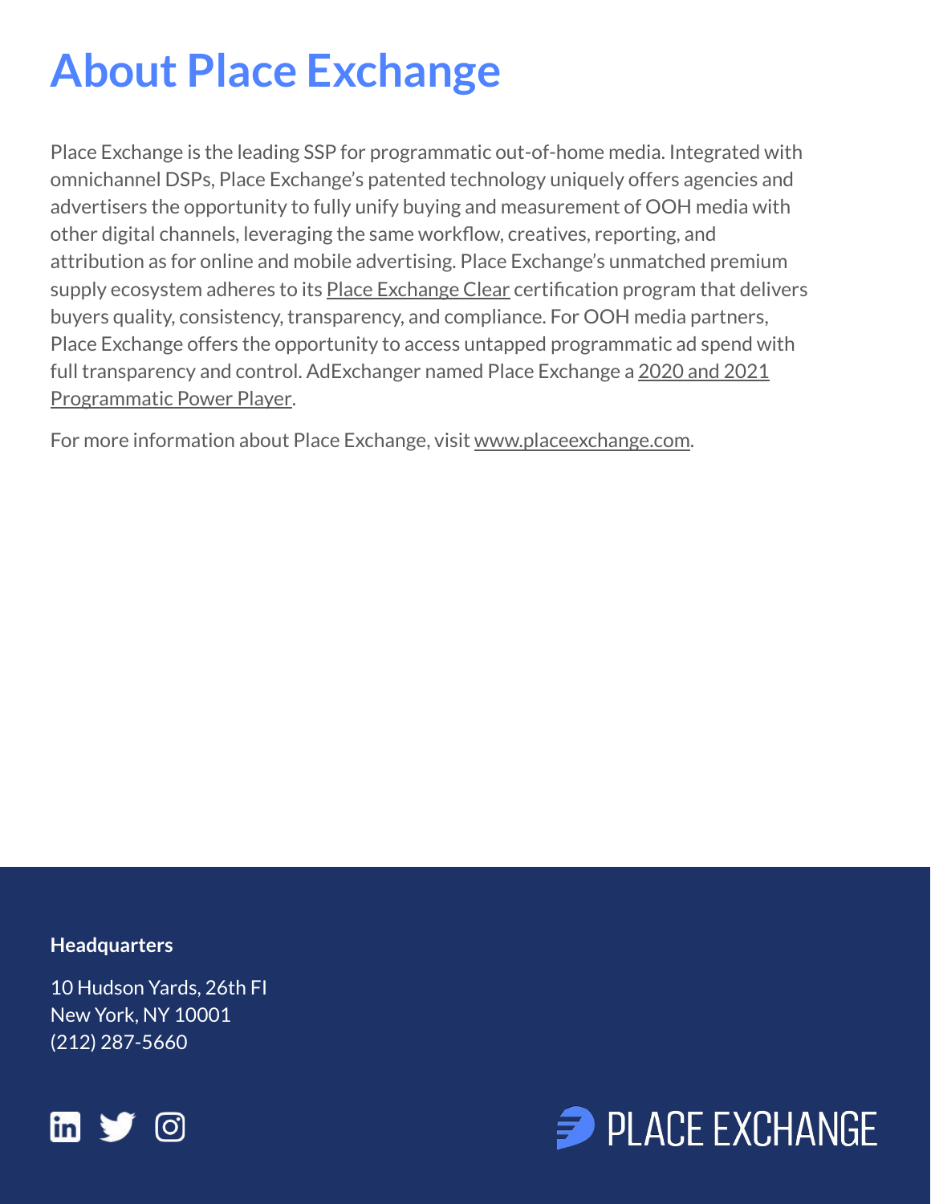# About Place Exchange

Place Exchange is the leading SSP for programmatic out-of-home media. Integrated with omnichannel DSPs, Place Exchange's patented technology uniquely offers agencies and advertisers the opportunity to fully unify buying and measurement of OOH media with other digital channels, leveraging the same workflow, creatives, reporting, and attribution as for online and mobile advertising. Place Exchange's unmatched premium supply ecosystem adheres to its Place Exchange Clear certification program that delivers buyers quality, consistency, transparency, and compliance. For OOH media partners, Place Exchange offers the opportunity to access untapped programmatic ad spend with full transparency and control. AdExchanger named Place Exchange a 2020 and 2021 Programmatic Power Player.

For more information about Place Exchange, visit www.placeexchange.com.

**Headquarters**

10 Hudson Yards, 26th Fl
New York, NY 10001
(212) 287-5660

PLACE EXCHANGE